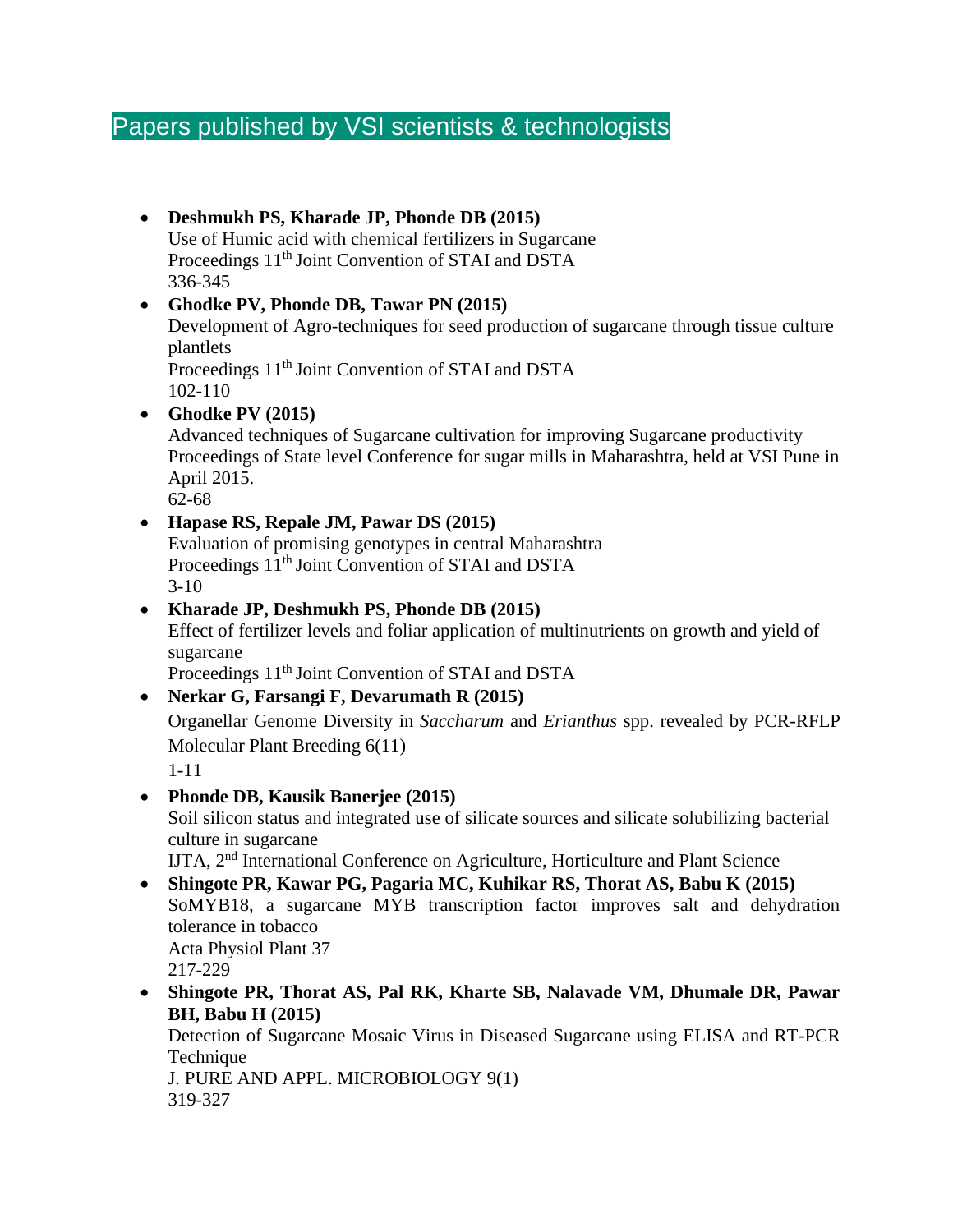# Papers published by VSI scientists & technologists

- **Deshmukh PS, Kharade JP, Phonde DB (2015)**
  Use of Humic acid with chemical fertilizers in Sugarcane
  Proceedings 11th Joint Convention of STAI and DSTA
  336-345
- **Ghodke PV, Phonde DB, Tawar PN (2015)**
  Development of Agro-techniques for seed production of sugarcane through tissue culture plantlets
  Proceedings 11th Joint Convention of STAI and DSTA
  102-110
- **Ghodke PV (2015)**
  Advanced techniques of Sugarcane cultivation for improving Sugarcane productivity
  Proceedings of State level Conference for sugar mills in Maharashtra, held at VSI Pune in April 2015.
  62-68
- **Hapase RS, Repale JM, Pawar DS (2015)**
  Evaluation of promising genotypes in central Maharashtra
  Proceedings 11th Joint Convention of STAI and DSTA
  3-10
- **Kharade JP, Deshmukh PS, Phonde DB (2015)**
  Effect of fertilizer levels and foliar application of multinutrients on growth and yield of sugarcane
  Proceedings 11th Joint Convention of STAI and DSTA
- **Nerkar G, Farsangi F, Devarumath R (2015)**
  Organellar Genome Diversity in *Saccharum* and *Erianthus* spp. revealed by PCR-RFLP
  Molecular Plant Breeding 6(11)
  1-11
- **Phonde DB, Kausik Banerjee (2015)**
  Soil silicon status and integrated use of silicate sources and silicate solubilizing bacterial culture in sugarcane
  IJTA, 2nd International Conference on Agriculture, Horticulture and Plant Science
- **Shingote PR, Kawar PG, Pagaria MC, Kuhikar RS, Thorat AS, Babu K (2015)**
  SoMYB18, a sugarcane MYB transcription factor improves salt and dehydration tolerance in tobacco
  Acta Physiol Plant 37
  217-229
- **Shingote PR, Thorat AS, Pal RK, Kharte SB, Nalavade VM, Dhumale DR, Pawar BH, Babu H (2015)**
  Detection of Sugarcane Mosaic Virus in Diseased Sugarcane using ELISA and RT-PCR Technique
  J. PURE AND APPL. MICROBIOLOGY 9(1)
  319-327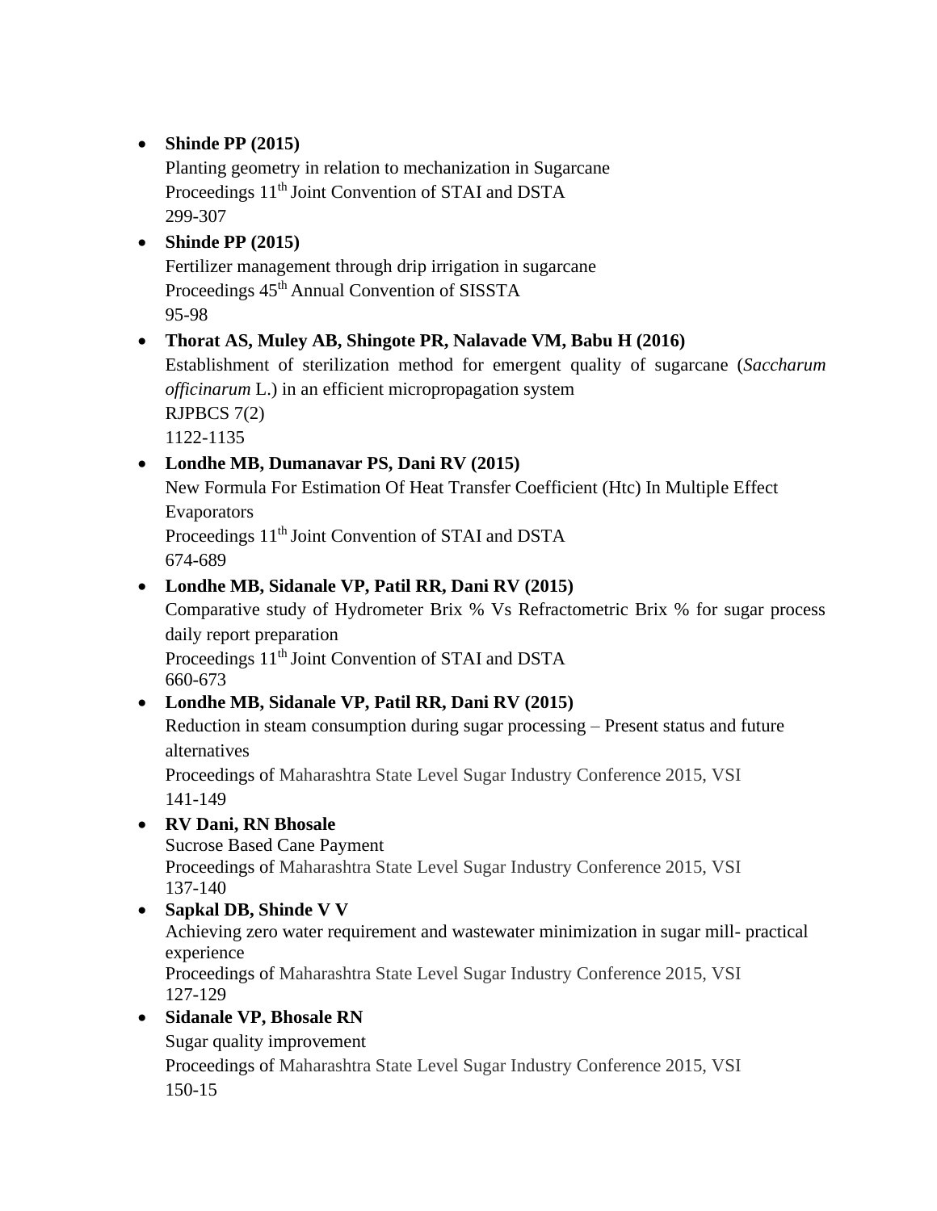- **Shinde PP (2015)**
  Planting geometry in relation to mechanization in Sugarcane
  Proceedings 11th Joint Convention of STAI and DSTA
  299-307
- **Shinde PP (2015)**
  Fertilizer management through drip irrigation in sugarcane
  Proceedings 45th Annual Convention of SISSTA
  95-98
- **Thorat AS, Muley AB, Shingote PR, Nalavade VM, Babu H (2016)**
  Establishment of sterilization method for emergent quality of sugarcane (*Saccharum officinarum* L.) in an efficient micropropagation system
  RJPBCS 7(2)
  1122-1135
- **Londhe MB, Dumanavar PS, Dani RV (2015)**
  New Formula For Estimation Of Heat Transfer Coefficient (Htc) In Multiple Effect Evaporators
  Proceedings 11th Joint Convention of STAI and DSTA
  674-689
- **Londhe MB, Sidanale VP, Patil RR, Dani RV (2015)**
  Comparative study of Hydrometer Brix % Vs Refractometric Brix % for sugar process daily report preparation
  Proceedings 11th Joint Convention of STAI and DSTA
  660-673
- **Londhe MB, Sidanale VP, Patil RR, Dani RV (2015)**
  Reduction in steam consumption during sugar processing – Present status and future alternatives
  Proceedings of Maharashtra State Level Sugar Industry Conference 2015, VSI
  141-149
- **RV Dani, RN Bhosale**
  Sucrose Based Cane Payment
  Proceedings of Maharashtra State Level Sugar Industry Conference 2015, VSI
  137-140
- **Sapkal DB, Shinde V V**
  Achieving zero water requirement and wastewater minimization in sugar mill- practical experience
  Proceedings of Maharashtra State Level Sugar Industry Conference 2015, VSI
  127-129
- **Sidanale VP, Bhosale RN**
  Sugar quality improvement
  Proceedings of Maharashtra State Level Sugar Industry Conference 2015, VSI
  150-15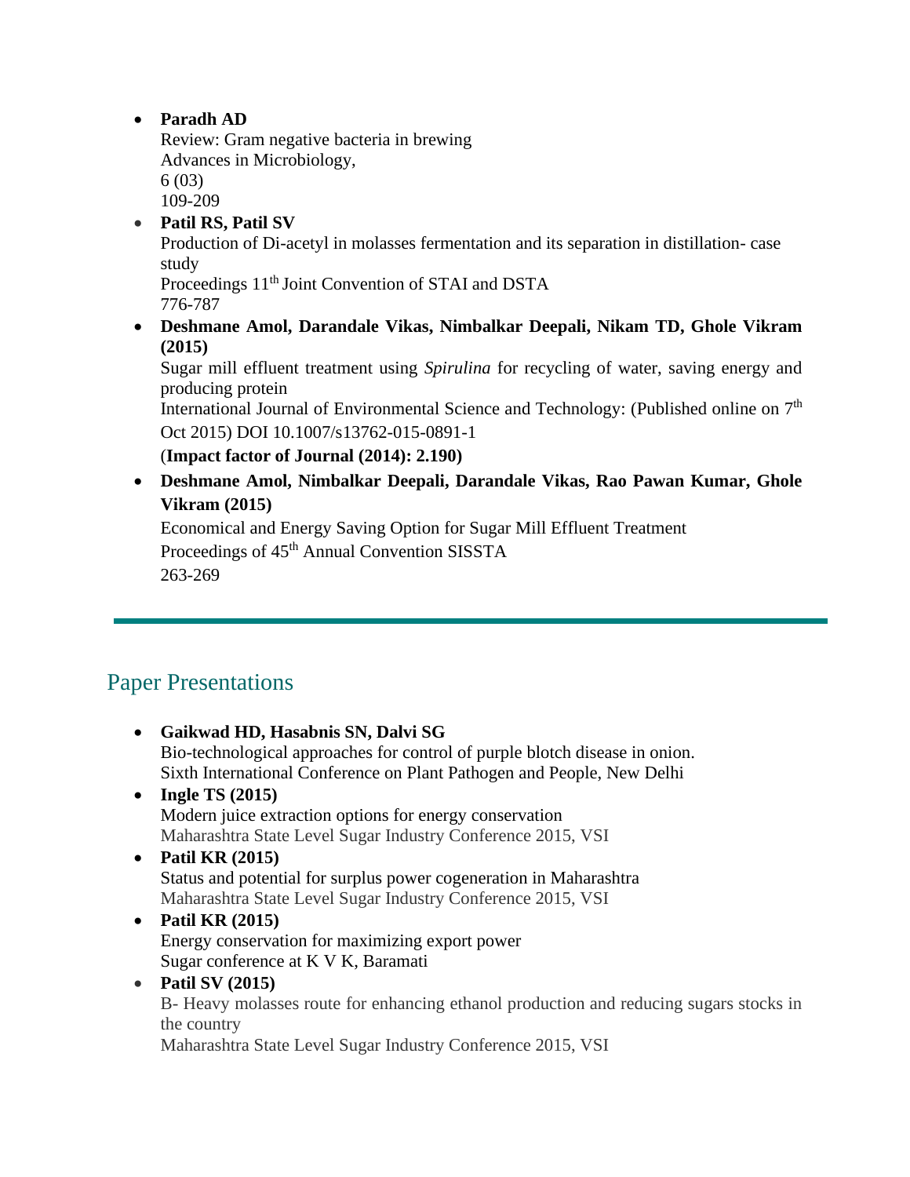- **Paradh AD**
  Review: Gram negative bacteria in brewing
  Advances in Microbiology,
  6 (03)
  109-209
- **Patil RS, Patil SV**
  Production of Di-acetyl in molasses fermentation and its separation in distillation- case study
  Proceedings 11th Joint Convention of STAI and DSTA
  776-787
- **Deshmane Amol, Darandale Vikas, Nimbalkar Deepali, Nikam TD, Ghole Vikram (2015)**
  Sugar mill effluent treatment using *Spirulina* for recycling of water, saving energy and producing protein
  International Journal of Environmental Science and Technology: (Published online on 7th Oct 2015) DOI 10.1007/s13762-015-0891-1
  (**Impact factor of Journal (2014): 2.190)**
- **Deshmane Amol, Nimbalkar Deepali, Darandale Vikas, Rao Pawan Kumar, Ghole Vikram (2015)**
  Economical and Energy Saving Option for Sugar Mill Effluent Treatment
  Proceedings of 45th Annual Convention SISSTA
  263-269

---

## Paper Presentations

- **Gaikwad HD, Hasabnis SN, Dalvi SG**
  Bio-technological approaches for control of purple blotch disease in onion.
  Sixth International Conference on Plant Pathogen and People, New Delhi
- **Ingle TS (2015)**
  Modern juice extraction options for energy conservation
  Maharashtra State Level Sugar Industry Conference 2015, VSI
- **Patil KR (2015)**
  Status and potential for surplus power cogeneration in Maharashtra
  Maharashtra State Level Sugar Industry Conference 2015, VSI
- **Patil KR (2015)**
  Energy conservation for maximizing export power
  Sugar conference at K V K, Baramati
- **Patil SV (2015)**
  B- Heavy molasses route for enhancing ethanol production and reducing sugars stocks in the country
  Maharashtra State Level Sugar Industry Conference 2015, VSI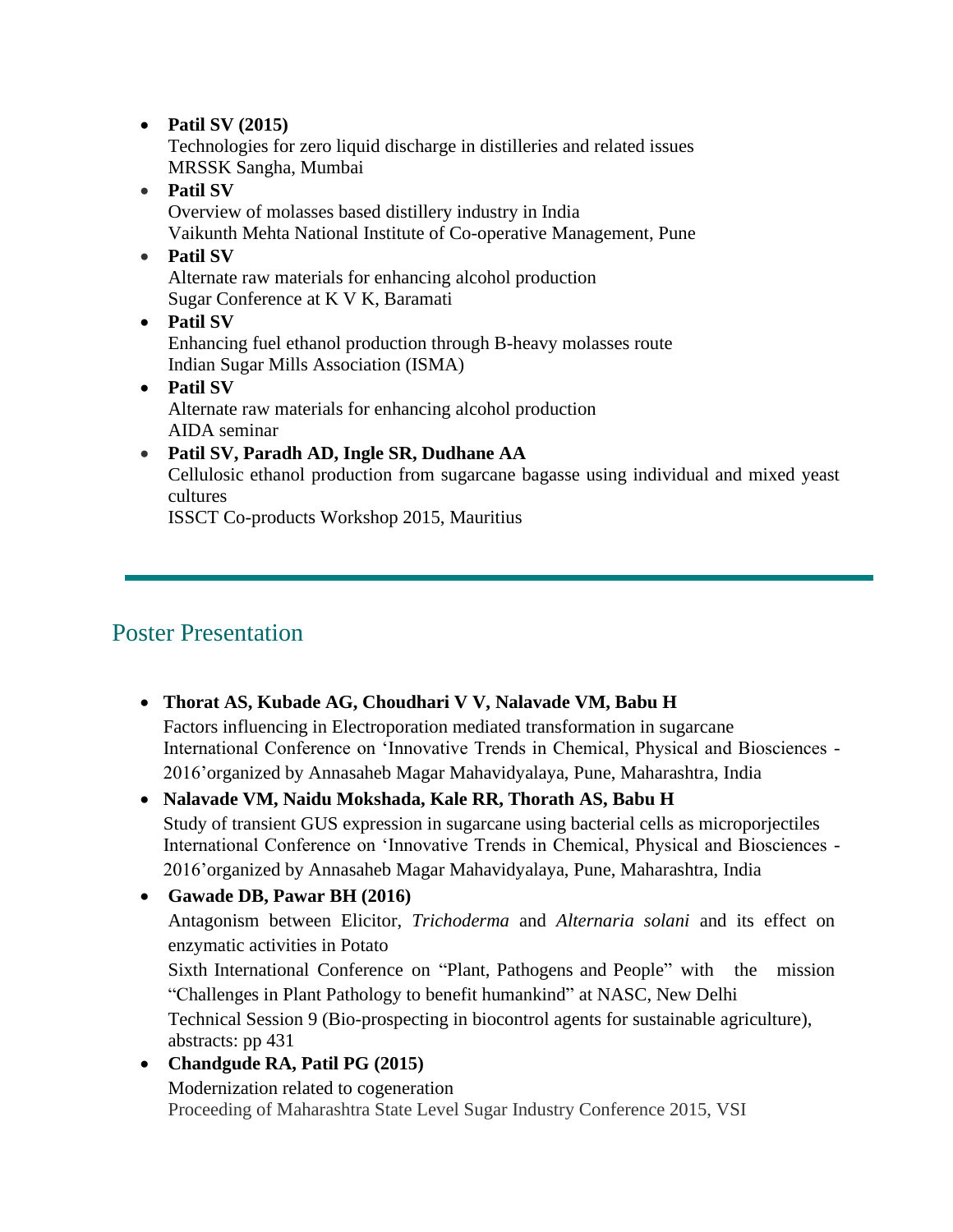- **Patil SV (2015)**
  Technologies for zero liquid discharge in distilleries and related issues
  MRSSK Sangha, Mumbai
- **Patil SV**
  Overview of molasses based distillery industry in India
  Vaikunth Mehta National Institute of Co-operative Management, Pune
- **Patil SV**
  Alternate raw materials for enhancing alcohol production
  Sugar Conference at K V K, Baramati
- **Patil SV**
  Enhancing fuel ethanol production through B-heavy molasses route
  Indian Sugar Mills Association (ISMA)
- **Patil SV**
  Alternate raw materials for enhancing alcohol production
  AIDA seminar
- **Patil SV, Paradh AD, Ingle SR, Dudhane AA**
  Cellulosic ethanol production from sugarcane bagasse using individual and mixed yeast cultures
  ISSCT Co-products Workshop 2015, Mauritius

---

## Poster Presentation

- **Thorat AS, Kubade AG, Choudhari V V, Nalavade VM, Babu H**
  Factors influencing in Electroporation mediated transformation in sugarcane
  International Conference on 'Innovative Trends in Chemical, Physical and Biosciences - 2016'organized by Annasaheb Magar Mahavidyalaya, Pune, Maharashtra, India
- **Nalavade VM, Naidu Mokshada, Kale RR, Thorath AS, Babu H**
  Study of transient GUS expression in sugarcane using bacterial cells as microporjectiles
  International Conference on 'Innovative Trends in Chemical, Physical and Biosciences - 2016'organized by Annasaheb Magar Mahavidyalaya, Pune, Maharashtra, India
- **Gawade DB, Pawar BH (2016)**
  Antagonism between Elicitor, *Trichoderma* and *Alternaria solani* and its effect on enzymatic activities in Potato
  Sixth International Conference on "Plant, Pathogens and People" with the mission "Challenges in Plant Pathology to benefit humankind" at NASC, New Delhi
  Technical Session 9 (Bio-prospecting in biocontrol agents for sustainable agriculture), abstracts: pp 431
- **Chandgude RA, Patil PG (2015)**
  Modernization related to cogeneration
  Proceeding of Maharashtra State Level Sugar Industry Conference 2015, VSI